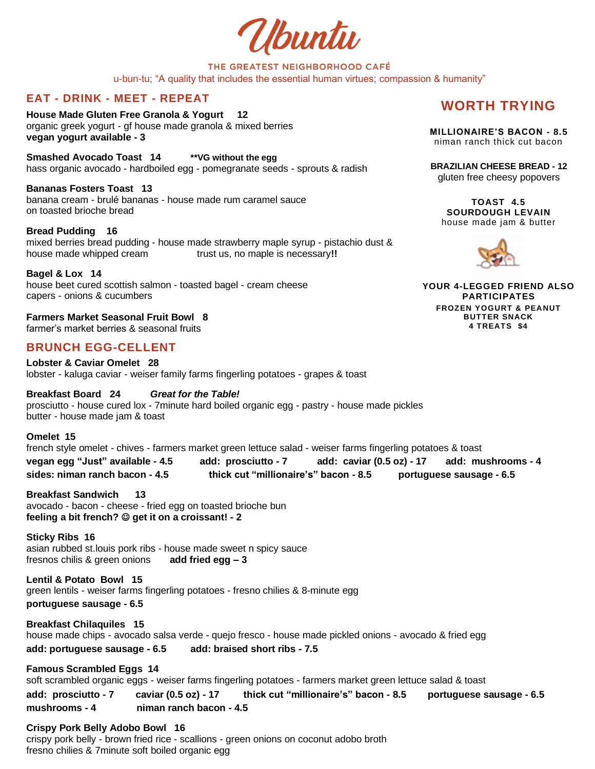# Ubuntu

THE GREATEST NEIGHBORHOOD CAFÉ

u-bun-tu; "A quality that includes the essential human virtues; compassion & humanity"

## EAT - DRINK - MEET - REPEAT

**House Made Gluten Free Granola & Yogurt 12**
organic greek yogurt - gf house made granola & mixed berries
**vegan yogurt available - 3**

**Smashed Avocado Toast 14** **\*\*VG without the egg**
hass organic avocado - hardboiled egg - pomegranate seeds - sprouts & radish

**Bananas Fosters Toast 13**
banana cream - brulé bananas - house made rum caramel sauce
on toasted brioche bread

**Bread Pudding 16**
mixed berries bread pudding - house made strawberry maple syrup - pistachio dust &
house made whipped cream trust us, no maple is necessary**!!**

**Bagel & Lox 14**
house beet cured scottish salmon - toasted bagel - cream cheese
capers - onions & cucumbers

**Farmers Market Seasonal Fruit Bowl 8**
farmer's market berries & seasonal fruits

## BRUNCH EGG-CELLENT

**Lobster & Caviar Omelet 28**
lobster - kaluga caviar - weiser family farms fingerling potatoes - grapes & toast

**Breakfast Board 24** ***Great for the Table!***
prosciutto - house cured lox - 7minute hard boiled organic egg - pastry - house made pickles
butter - house made jam & toast

**Omelet 15**
french style omelet - chives - farmers market green lettuce salad - weiser farms fingerling potatoes & toast
**vegan egg "Just" available - 4.5** **add: prosciutto - 7** **add: caviar (0.5 oz) - 17** **add: mushrooms - 4**
**sides: niman ranch bacon - 4.5** **thick cut "millionaire's" bacon - 8.5** **portuguese sausage - 6.5**

**Breakfast Sandwich 13**
avocado - bacon - cheese - fried egg on toasted brioche bun
**feeling a bit french? ☺ get it on a croissant! - 2**

**Sticky Ribs 16**
asian rubbed st.louis pork ribs - house made sweet n spicy sauce
fresnos chilis & green onions **add fried egg – 3**

**Lentil & Potato Bowl 15**
green lentils - weiser farms fingerling potatoes - fresno chilies & 8-minute egg
**portuguese sausage - 6.5**

**Breakfast Chilaquiles 15**
house made chips - avocado salsa verde - quejo fresco - house made pickled onions - avocado & fried egg
**add: portuguese sausage - 6.5** **add: braised short ribs - 7.5**

**Famous Scrambled Eggs 14**
soft scrambled organic eggs - weiser farms fingerling potatoes - farmers market green lettuce salad & toast
**add: prosciutto - 7** **caviar (0.5 oz) - 17** **thick cut "millionaire's" bacon - 8.5** **portuguese sausage - 6.5**
**mushrooms - 4** **niman ranch bacon - 4.5**

**Crispy Pork Belly Adobo Bowl 16**
crispy pork belly - brown fried rice - scallions - green onions on coconut adobo broth
fresno chilies & 7minute soft boiled organic egg

## WORTH TRYING

**MILLIONAIRE'S BACON - 8.5**
niman ranch thick cut bacon

**BRAZILIAN CHEESE BREAD - 12**
gluten free cheesy popovers

**TOAST 4.5**
**SOURDOUGH LEVAIN**
house made jam & butter

**YOUR 4-LEGGED FRIEND ALSO PARTICIPATES**
**FROZEN YOGURT & PEANUT BUTTER SNACK**
**4 TREATS $4**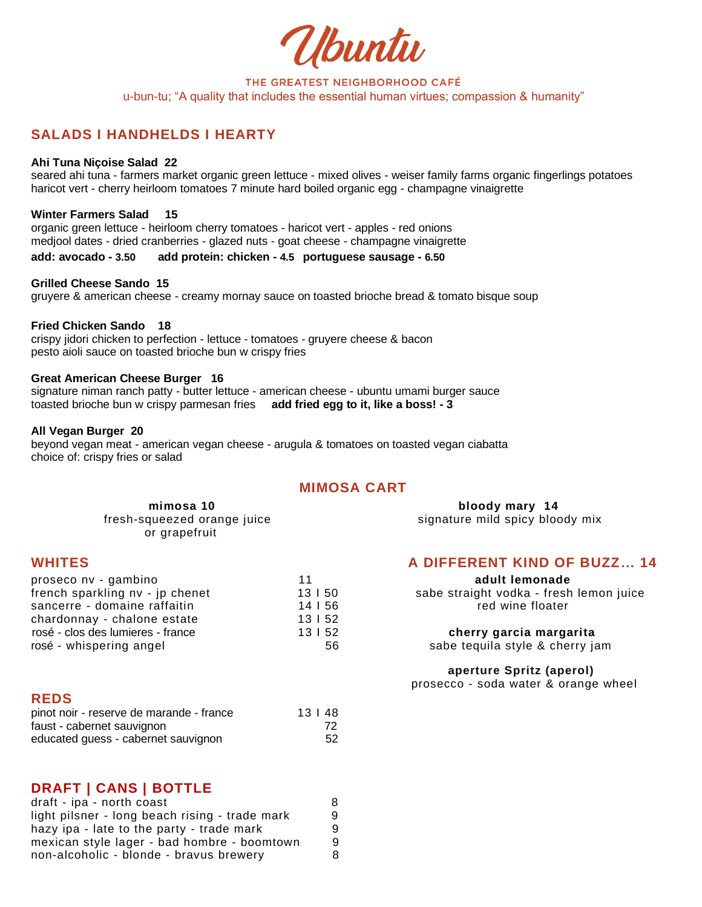# Ubuntu

THE GREATEST NEIGHBORHOOD CAFÉ

u-bun-tu; "A quality that includes the essential human virtues; compassion & humanity"

## SALADS I HANDHELDS I HEARTY

**Ahi Tuna Niçoise Salad 22**
seared ahi tuna - farmers market organic green lettuce - mixed olives - weiser family farms organic fingerlings potatoes haricot vert - cherry heirloom tomatoes 7 minute hard boiled organic egg - champagne vinaigrette

**Winter Farmers Salad 15**
organic green lettuce - heirloom cherry tomatoes - haricot vert - apples - red onions
medjool dates - dried cranberries - glazed nuts - goat cheese - champagne vinaigrette
**add: avocado - 3.50 add protein: chicken - 4.5 portuguese sausage - 6.50**

**Grilled Cheese Sando 15**
gruyere & american cheese - creamy mornay sauce on toasted brioche bread & tomato bisque soup

**Fried Chicken Sando 18**
crispy jidori chicken to perfection - lettuce - tomatoes - gruyere cheese & bacon
pesto aioli sauce on toasted brioche bun w crispy fries

**Great American Cheese Burger 16**
signature niman ranch patty - butter lettuce - american cheese - ubuntu umami burger sauce
toasted brioche bun w crispy parmesan fries **add fried egg to it, like a boss! - 3**

**All Vegan Burger 20**
beyond vegan meat - american vegan cheese - arugula & tomatoes on toasted vegan ciabatta
choice of: crispy fries or salad

## MIMOSA CART

**mimosa 10**
fresh-squeezed orange juice or grapefruit

**bloody mary 14**
signature mild spicy bloody mix

## WHITES

| | |
|---|---|
| proseco nv - gambino | 11 |
| french sparkling nv - jp chenet | 13 I 50 |
| sancerre - domaine raffaitin | 14 I 56 |
| chardonnay - chalone estate | 13 I 52 |
| rosé - clos des lumieres - france | 13 I 52 |
| rosé - whispering angel | 56 |

## REDS

| | |
|---|---|
| pinot noir - reserve de marande - france | 13 I 48 |
| faust - cabernet sauvignon | 72 |
| educated guess - cabernet sauvignon | 52 |

## DRAFT | CANS | BOTTLE

| | |
|---|---|
| draft - ipa - north coast | 8 |
| light pilsner - long beach rising - trade mark | 9 |
| hazy ipa - late to the party - trade mark | 9 |
| mexican style lager - bad hombre - boomtown | 9 |
| non-alcoholic - blonde - bravus brewery | 8 |

## A DIFFERENT KIND OF BUZZ... 14

**adult lemonade**
sabe straight vodka - fresh lemon juice
red wine floater

**cherry garcia margarita**
sabe tequila style & cherry jam

**aperture Spritz (aperol)**
prosecco - soda water & orange wheel